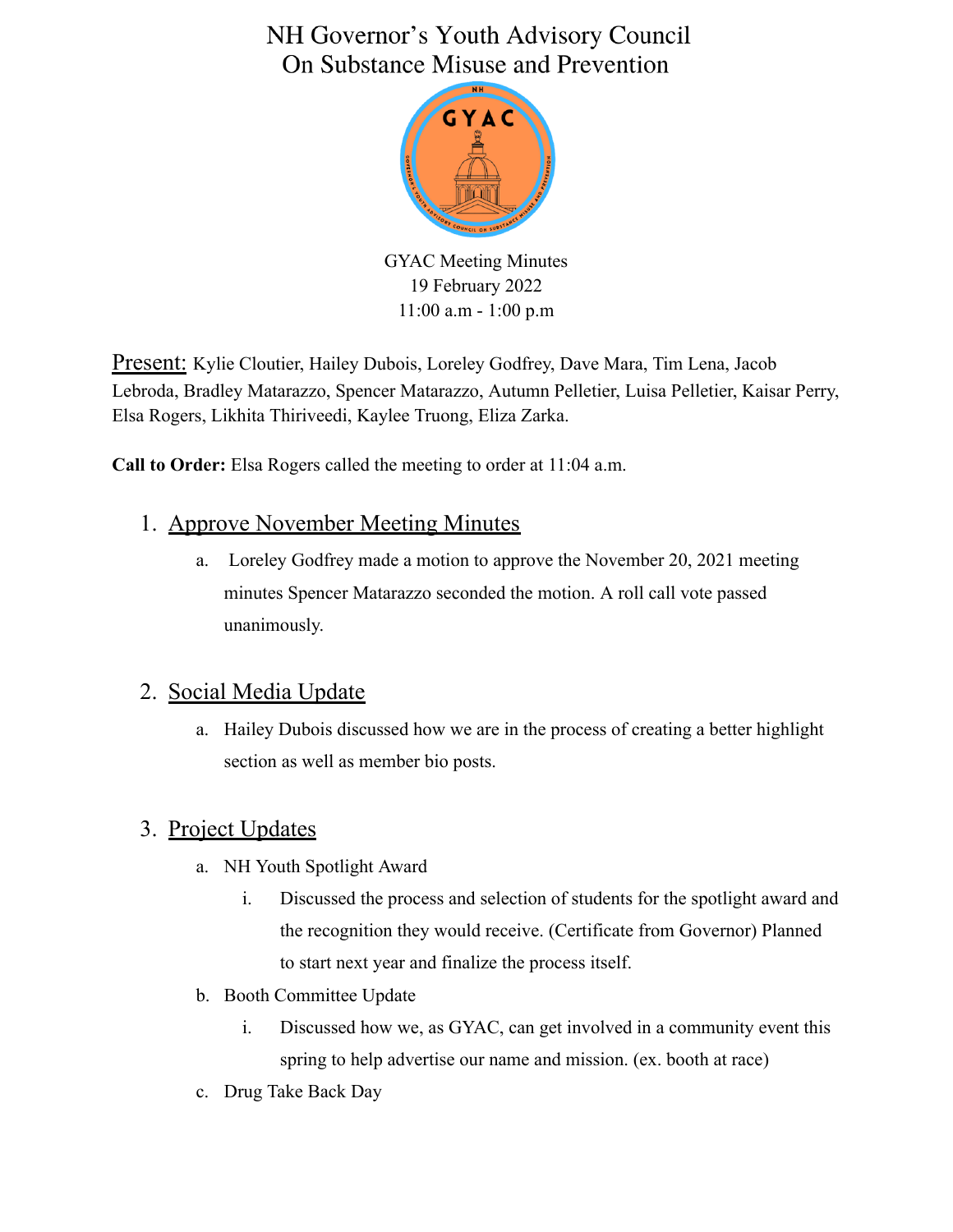# NH Governor's Youth Advisory Council
# On Substance Misuse and Prevention

GYAC Meeting Minutes
19 February 2022
11:00 a.m - 1:00 p.m

Present: Kylie Cloutier, Hailey Dubois, Loreley Godfrey, Dave Mara, Tim Lena, Jacob Lebroda, Bradley Matarazzo, Spencer Matarazzo, Autumn Pelletier, Luisa Pelletier, Kaisar Perry, Elsa Rogers, Likhita Thiriveedi, Kaylee Truong, Eliza Zarka.

**Call to Order:** Elsa Rogers called the meeting to order at 11:04 a.m.

1. Approve November Meeting Minutes
   a. Loreley Godfrey made a motion to approve the November 20, 2021 meeting minutes Spencer Matarazzo seconded the motion. A roll call vote passed unanimously.

2. Social Media Update
   a. Hailey Dubois discussed how we are in the process of creating a better highlight section as well as member bio posts.

3. Project Updates
   a. NH Youth Spotlight Award
      i. Discussed the process and selection of students for the spotlight award and the recognition they would receive. (Certificate from Governor) Planned to start next year and finalize the process itself.
   b. Booth Committee Update
      i. Discussed how we, as GYAC, can get involved in a community event this spring to help advertise our name and mission. (ex. booth at race)
   c. Drug Take Back Day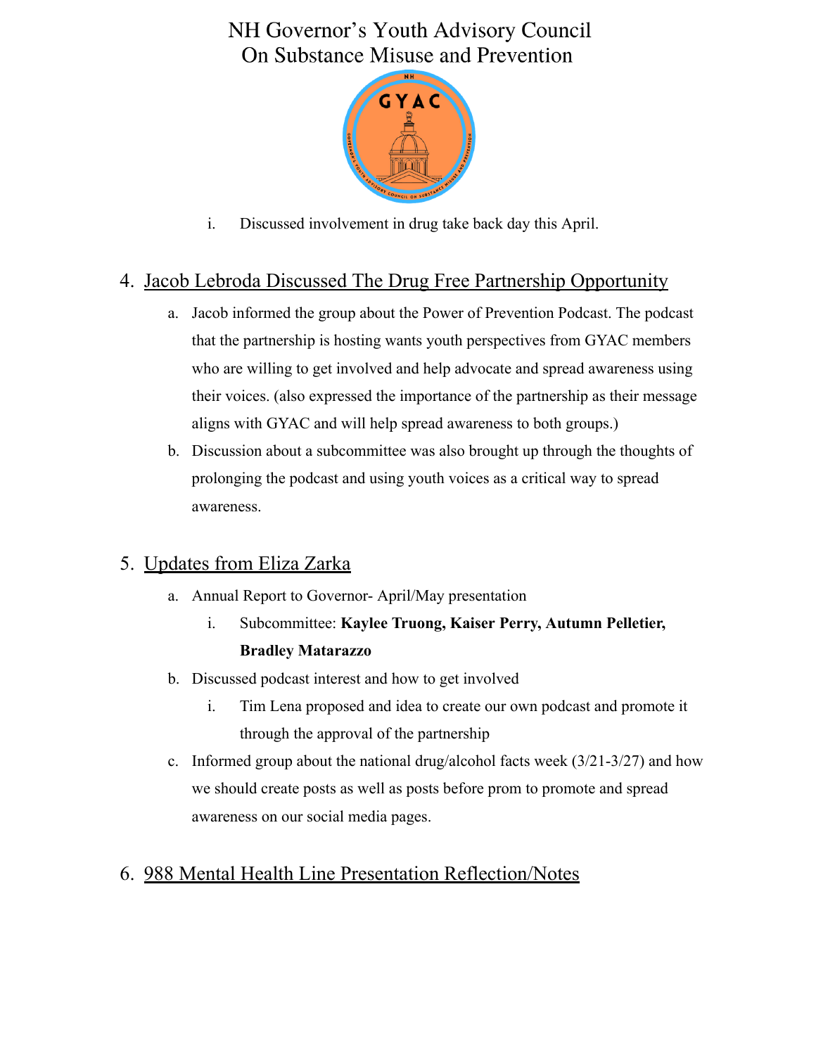i. Discussed involvement in drug take back day this April.

4. Jacob Lebroda Discussed The Drug Free Partnership Opportunity
   a. Jacob informed the group about the Power of Prevention Podcast. The podcast that the partnership is hosting wants youth perspectives from GYAC members who are willing to get involved and help advocate and spread awareness using their voices. (also expressed the importance of the partnership as their message aligns with GYAC and will help spread awareness to both groups.)
   b. Discussion about a subcommittee was also brought up through the thoughts of prolonging the podcast and using youth voices as a critical way to spread awareness.

5. Updates from Eliza Zarka
   a. Annual Report to Governor- April/May presentation
      i. Subcommittee: **Kaylee Truong, Kaiser Perry, Autumn Pelletier, Bradley Matarazzo**
   b. Discussed podcast interest and how to get involved
      i. Tim Lena proposed and idea to create our own podcast and promote it through the approval of the partnership
   c. Informed group about the national drug/alcohol facts week (3/21-3/27) and how we should create posts as well as posts before prom to promote and spread awareness on our social media pages.

6. 988 Mental Health Line Presentation Reflection/Notes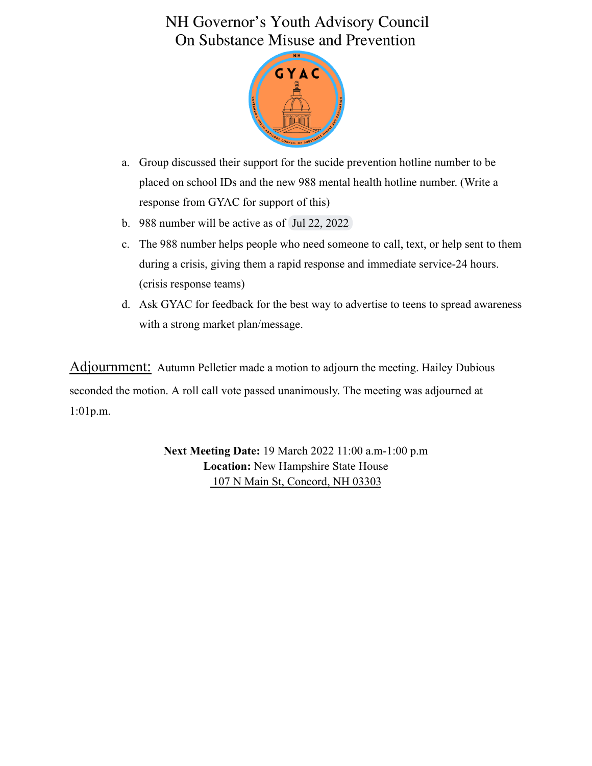NH Governor's Youth Advisory Council
On Substance Misuse and Prevention

a. Group discussed their support for the sucide prevention hotline number to be placed on school IDs and the new 988 mental health hotline number. (Write a response from GYAC for support of this)

b. 988 number will be active as of Jul 22, 2022

c. The 988 number helps people who need someone to call, text, or help sent to them during a crisis, giving them a rapid response and immediate service-24 hours. (crisis response teams)

d. Ask GYAC for feedback for the best way to advertise to teens to spread awareness with a strong market plan/message.

Adjournment: Autumn Pelletier made a motion to adjourn the meeting. Hailey Dubious seconded the motion. A roll call vote passed unanimously. The meeting was adjourned at 1:01p.m.

**Next Meeting Date:** 19 March 2022 11:00 a.m-1:00 p.m
**Location:** New Hampshire State House
107 N Main St, Concord, NH 03303